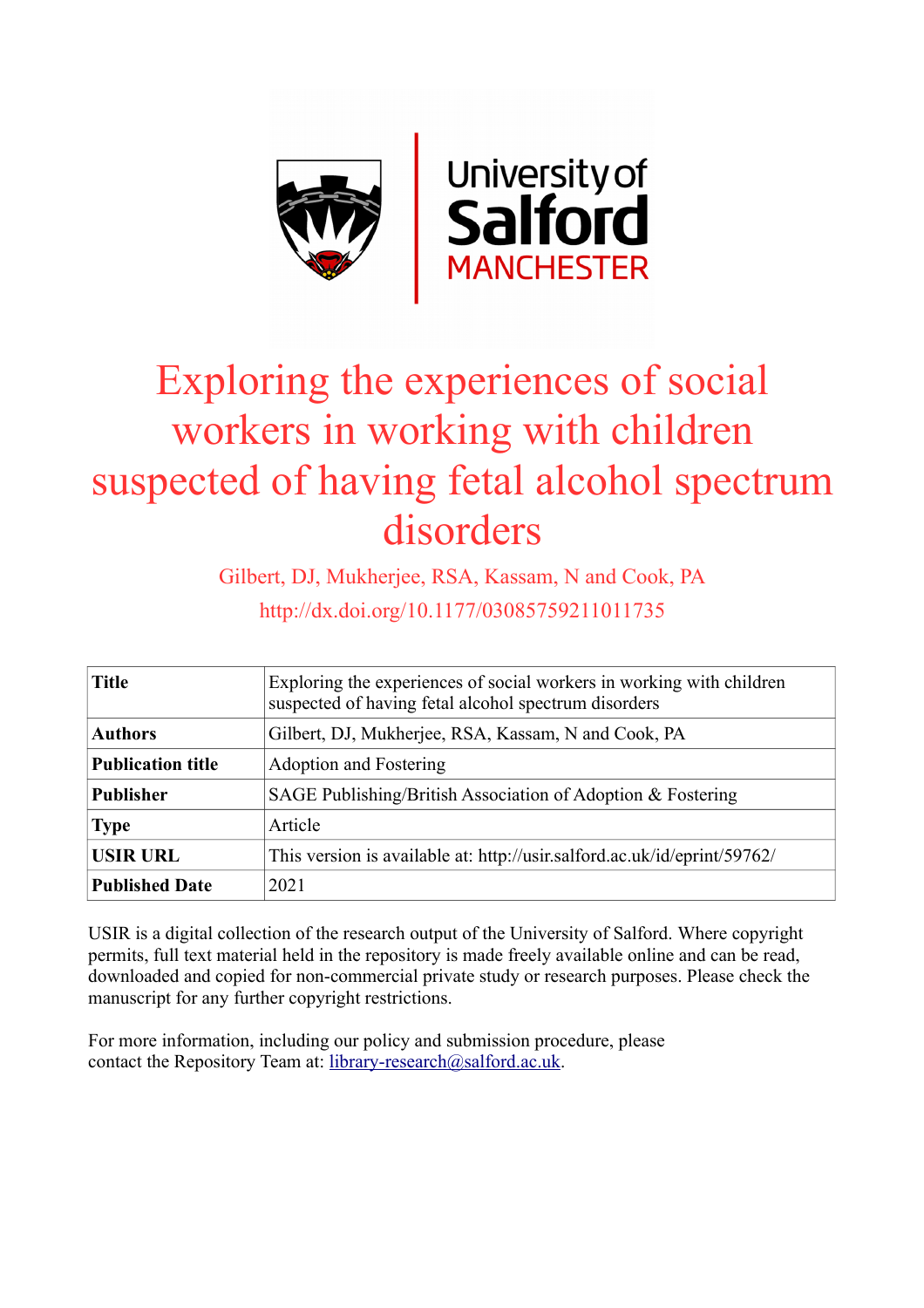# Exploring the experiences of social workers in working with children suspected of having fetal alcohol spectrum disorders

Gilbert, DJ, Mukherjee, RSA, Kassam, N and Cook, PA

http://dx.doi.org/10.1177/03085759211011735

| **Title** | Exploring the experiences of social workers in working with children suspected of having fetal alcohol spectrum disorders |
|---|---|
| **Authors** | Gilbert, DJ, Mukherjee, RSA, Kassam, N and Cook, PA |
| **Publication title** | Adoption and Fostering |
| **Publisher** | SAGE Publishing/British Association of Adoption & Fostering |
| **Type** | Article |
| **USIR URL** | This version is available at: http://usir.salford.ac.uk/id/eprint/59762/ |
| **Published Date** | 2021 |

USIR is a digital collection of the research output of the University of Salford. Where copyright permits, full text material held in the repository is made freely available online and can be read, downloaded and copied for non-commercial private study or research purposes. Please check the manuscript for any further copyright restrictions.

For more information, including our policy and submission procedure, please contact the Repository Team at: library-research@salford.ac.uk.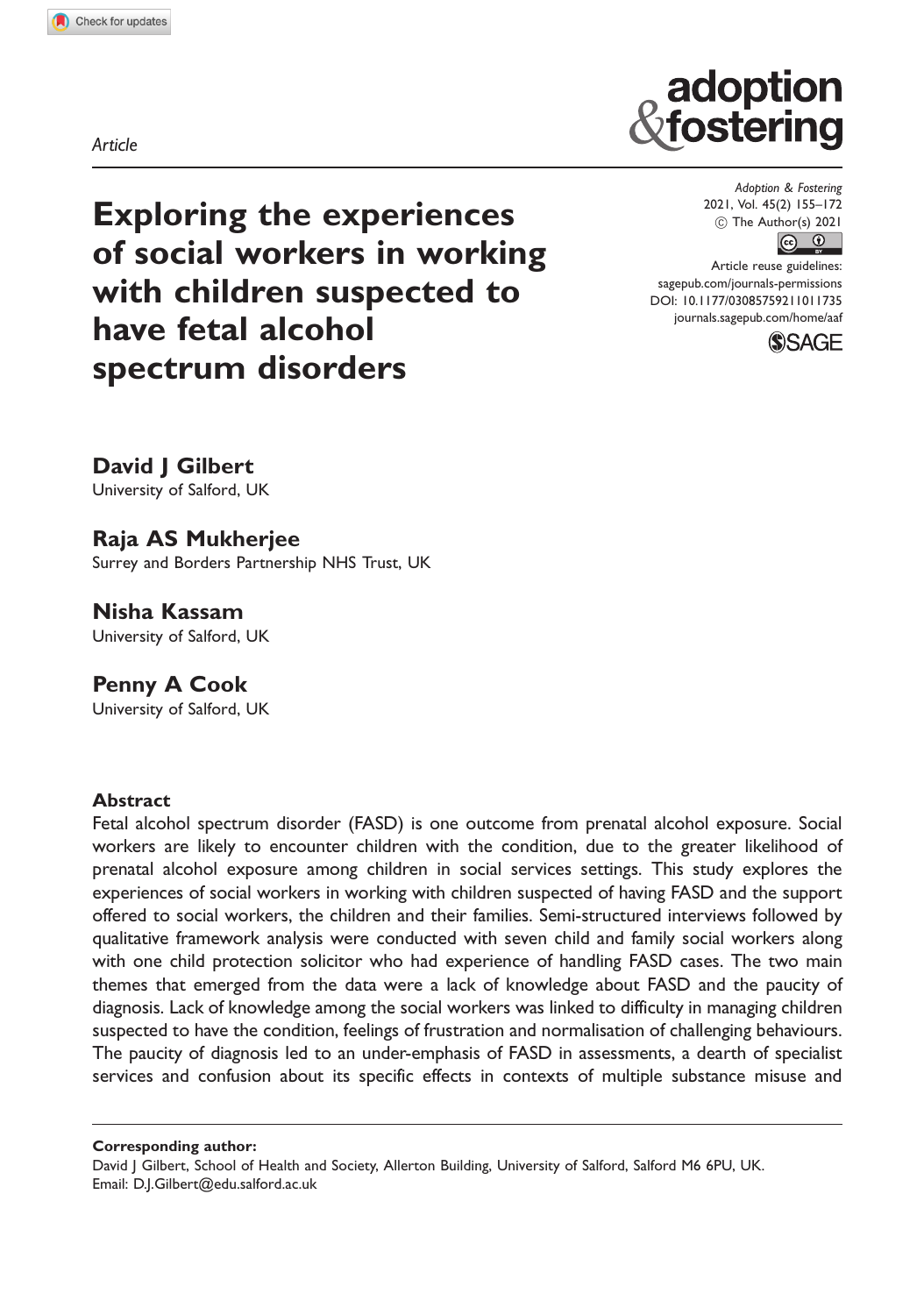Article

# Exploring the experiences of social workers in working with children suspected to have fetal alcohol spectrum disorders

**David J Gilbert**
University of Salford, UK

**Raja AS Mukherjee**
Surrey and Borders Partnership NHS Trust, UK

**Nisha Kassam**
University of Salford, UK

**Penny A Cook**
University of Salford, UK

Adoption & Fostering
2021, Vol. 45(2) 155–172
© The Author(s) 2021
Article reuse guidelines:
sagepub.com/journals-permissions
DOI: 10.1177/03085759211011735
journals.sagepub.com/home/aaf

## Abstract

Fetal alcohol spectrum disorder (FASD) is one outcome from prenatal alcohol exposure. Social workers are likely to encounter children with the condition, due to the greater likelihood of prenatal alcohol exposure among children in social services settings. This study explores the experiences of social workers in working with children suspected of having FASD and the support offered to social workers, the children and their families. Semi-structured interviews followed by qualitative framework analysis were conducted with seven child and family social workers along with one child protection solicitor who had experience of handling FASD cases. The two main themes that emerged from the data were a lack of knowledge about FASD and the paucity of diagnosis. Lack of knowledge among the social workers was linked to difficulty in managing children suspected to have the condition, feelings of frustration and normalisation of challenging behaviours. The paucity of diagnosis led to an under-emphasis of FASD in assessments, a dearth of specialist services and confusion about its specific effects in contexts of multiple substance misuse and

**Corresponding author:**
David J Gilbert, School of Health and Society, Allerton Building, University of Salford, Salford M6 6PU, UK.
Email: D.J.Gilbert@edu.salford.ac.uk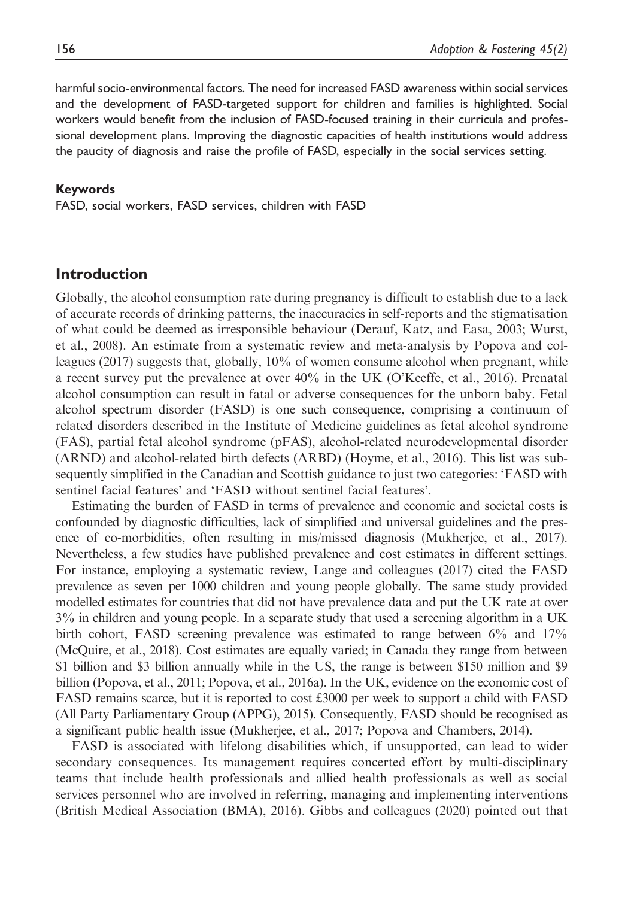harmful socio-environmental factors. The need for increased FASD awareness within social services and the development of FASD-targeted support for children and families is highlighted. Social workers would benefit from the inclusion of FASD-focused training in their curricula and professional development plans. Improving the diagnostic capacities of health institutions would address the paucity of diagnosis and raise the profile of FASD, especially in the social services setting.

**Keywords**

FASD, social workers, FASD services, children with FASD

## Introduction

Globally, the alcohol consumption rate during pregnancy is difficult to establish due to a lack of accurate records of drinking patterns, the inaccuracies in self-reports and the stigmatisation of what could be deemed as irresponsible behaviour (Derauf, Katz, and Easa, 2003; Wurst, et al., 2008). An estimate from a systematic review and meta-analysis by Popova and colleagues (2017) suggests that, globally, 10% of women consume alcohol when pregnant, while a recent survey put the prevalence at over 40% in the UK (O'Keeffe, et al., 2016). Prenatal alcohol consumption can result in fatal or adverse consequences for the unborn baby. Fetal alcohol spectrum disorder (FASD) is one such consequence, comprising a continuum of related disorders described in the Institute of Medicine guidelines as fetal alcohol syndrome (FAS), partial fetal alcohol syndrome (pFAS), alcohol-related neurodevelopmental disorder (ARND) and alcohol-related birth defects (ARBD) (Hoyme, et al., 2016). This list was subsequently simplified in the Canadian and Scottish guidance to just two categories: 'FASD with sentinel facial features' and 'FASD without sentinel facial features'.

Estimating the burden of FASD in terms of prevalence and economic and societal costs is confounded by diagnostic difficulties, lack of simplified and universal guidelines and the presence of co-morbidities, often resulting in mis/missed diagnosis (Mukherjee, et al., 2017). Nevertheless, a few studies have published prevalence and cost estimates in different settings. For instance, employing a systematic review, Lange and colleagues (2017) cited the FASD prevalence as seven per 1000 children and young people globally. The same study provided modelled estimates for countries that did not have prevalence data and put the UK rate at over 3% in children and young people. In a separate study that used a screening algorithm in a UK birth cohort, FASD screening prevalence was estimated to range between 6% and 17% (McQuire, et al., 2018). Cost estimates are equally varied; in Canada they range from between \$1 billion and \$3 billion annually while in the US, the range is between \$150 million and \$9 billion (Popova, et al., 2011; Popova, et al., 2016a). In the UK, evidence on the economic cost of FASD remains scarce, but it is reported to cost £3000 per week to support a child with FASD (All Party Parliamentary Group (APPG), 2015). Consequently, FASD should be recognised as a significant public health issue (Mukherjee, et al., 2017; Popova and Chambers, 2014).

FASD is associated with lifelong disabilities which, if unsupported, can lead to wider secondary consequences. Its management requires concerted effort by multi-disciplinary teams that include health professionals and allied health professionals as well as social services personnel who are involved in referring, managing and implementing interventions (British Medical Association (BMA), 2016). Gibbs and colleagues (2020) pointed out that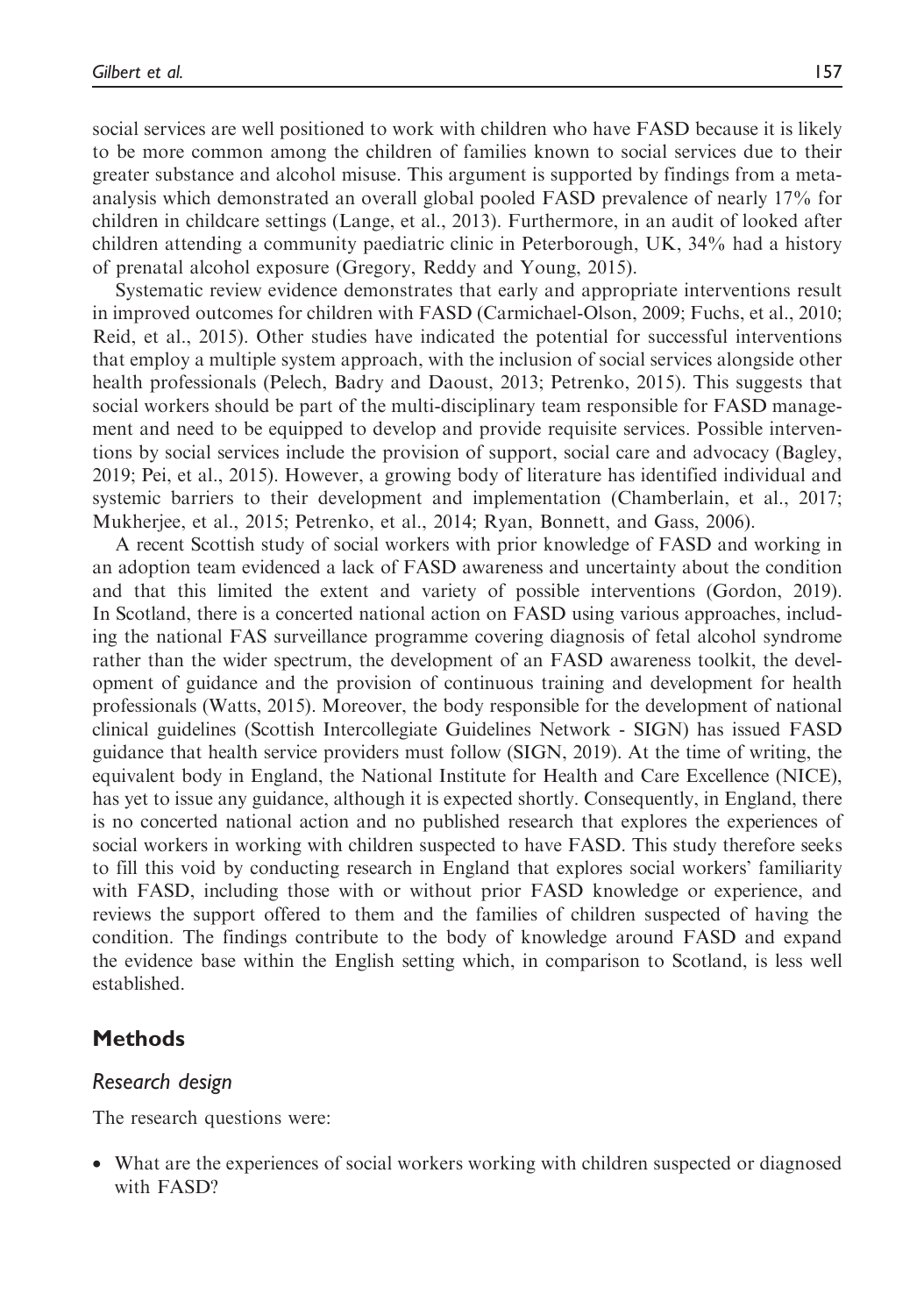social services are well positioned to work with children who have FASD because it is likely to be more common among the children of families known to social services due to their greater substance and alcohol misuse. This argument is supported by findings from a meta-analysis which demonstrated an overall global pooled FASD prevalence of nearly 17% for children in childcare settings (Lange, et al., 2013). Furthermore, in an audit of looked after children attending a community paediatric clinic in Peterborough, UK, 34% had a history of prenatal alcohol exposure (Gregory, Reddy and Young, 2015).

Systematic review evidence demonstrates that early and appropriate interventions result in improved outcomes for children with FASD (Carmichael-Olson, 2009; Fuchs, et al., 2010; Reid, et al., 2015). Other studies have indicated the potential for successful interventions that employ a multiple system approach, with the inclusion of social services alongside other health professionals (Pelech, Badry and Daoust, 2013; Petrenko, 2015). This suggests that social workers should be part of the multi-disciplinary team responsible for FASD management and need to be equipped to develop and provide requisite services. Possible interventions by social services include the provision of support, social care and advocacy (Bagley, 2019; Pei, et al., 2015). However, a growing body of literature has identified individual and systemic barriers to their development and implementation (Chamberlain, et al., 2017; Mukherjee, et al., 2015; Petrenko, et al., 2014; Ryan, Bonnett, and Gass, 2006).

A recent Scottish study of social workers with prior knowledge of FASD and working in an adoption team evidenced a lack of FASD awareness and uncertainty about the condition and that this limited the extent and variety of possible interventions (Gordon, 2019). In Scotland, there is a concerted national action on FASD using various approaches, including the national FAS surveillance programme covering diagnosis of fetal alcohol syndrome rather than the wider spectrum, the development of an FASD awareness toolkit, the development of guidance and the provision of continuous training and development for health professionals (Watts, 2015). Moreover, the body responsible for the development of national clinical guidelines (Scottish Intercollegiate Guidelines Network - SIGN) has issued FASD guidance that health service providers must follow (SIGN, 2019). At the time of writing, the equivalent body in England, the National Institute for Health and Care Excellence (NICE), has yet to issue any guidance, although it is expected shortly. Consequently, in England, there is no concerted national action and no published research that explores the experiences of social workers in working with children suspected to have FASD. This study therefore seeks to fill this void by conducting research in England that explores social workers' familiarity with FASD, including those with or without prior FASD knowledge or experience, and reviews the support offered to them and the families of children suspected of having the condition. The findings contribute to the body of knowledge around FASD and expand the evidence base within the English setting which, in comparison to Scotland, is less well established.

## Methods

### *Research design*

The research questions were:

- What are the experiences of social workers working with children suspected or diagnosed with FASD?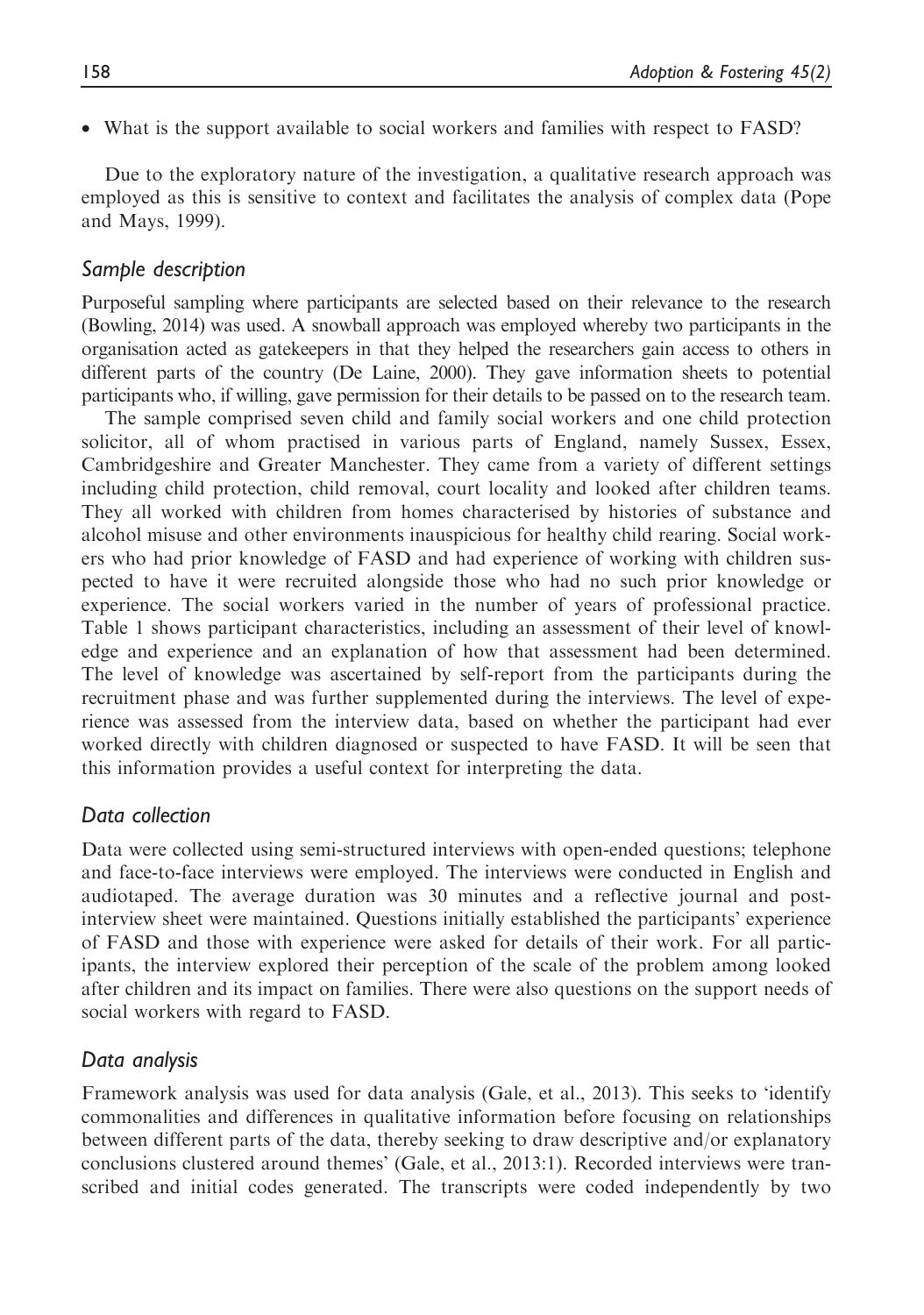- What is the support available to social workers and families with respect to FASD?

Due to the exploratory nature of the investigation, a qualitative research approach was employed as this is sensitive to context and facilitates the analysis of complex data (Pope and Mays, 1999).

### *Sample description*

Purposeful sampling where participants are selected based on their relevance to the research (Bowling, 2014) was used. A snowball approach was employed whereby two participants in the organisation acted as gatekeepers in that they helped the researchers gain access to others in different parts of the country (De Laine, 2000). They gave information sheets to potential participants who, if willing, gave permission for their details to be passed on to the research team.

The sample comprised seven child and family social workers and one child protection solicitor, all of whom practised in various parts of England, namely Sussex, Essex, Cambridgeshire and Greater Manchester. They came from a variety of different settings including child protection, child removal, court locality and looked after children teams. They all worked with children from homes characterised by histories of substance and alcohol misuse and other environments inauspicious for healthy child rearing. Social workers who had prior knowledge of FASD and had experience of working with children suspected to have it were recruited alongside those who had no such prior knowledge or experience. The social workers varied in the number of years of professional practice. Table 1 shows participant characteristics, including an assessment of their level of knowledge and experience and an explanation of how that assessment had been determined. The level of knowledge was ascertained by self-report from the participants during the recruitment phase and was further supplemented during the interviews. The level of experience was assessed from the interview data, based on whether the participant had ever worked directly with children diagnosed or suspected to have FASD. It will be seen that this information provides a useful context for interpreting the data.

### *Data collection*

Data were collected using semi-structured interviews with open-ended questions; telephone and face-to-face interviews were employed. The interviews were conducted in English and audiotaped. The average duration was 30 minutes and a reflective journal and post-interview sheet were maintained. Questions initially established the participants' experience of FASD and those with experience were asked for details of their work. For all participants, the interview explored their perception of the scale of the problem among looked after children and its impact on families. There were also questions on the support needs of social workers with regard to FASD.

### *Data analysis*

Framework analysis was used for data analysis (Gale, et al., 2013). This seeks to 'identify commonalities and differences in qualitative information before focusing on relationships between different parts of the data, thereby seeking to draw descriptive and/or explanatory conclusions clustered around themes' (Gale, et al., 2013:1). Recorded interviews were transcribed and initial codes generated. The transcripts were coded independently by two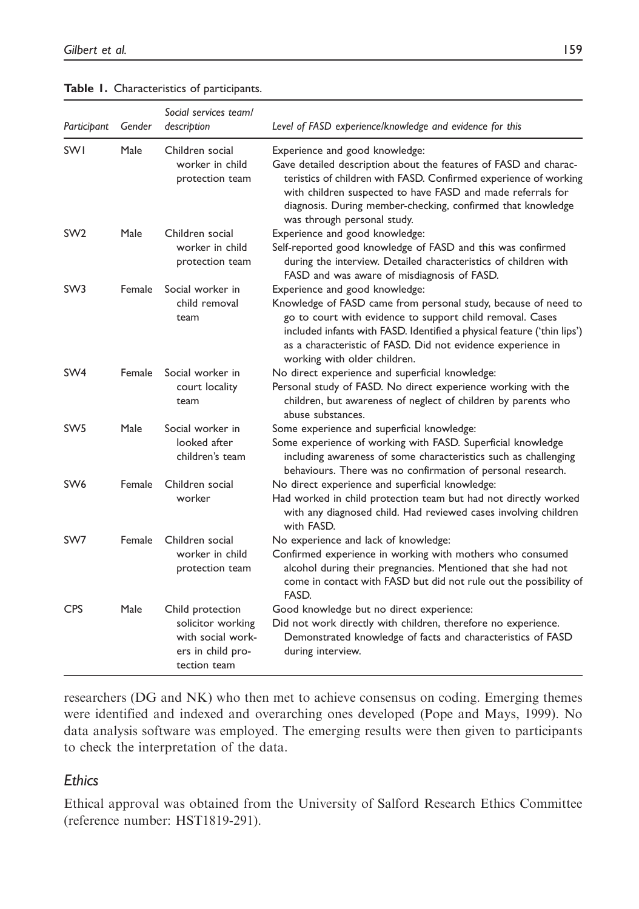**Table 1.** Characteristics of participants.

| *Participant* | *Gender* | *Social services team/ description* | *Level of FASD experience/knowledge and evidence for this* |
|---|---|---|---|
| SW1 | Male | Children social worker in child protection team | Experience and good knowledge: Gave detailed description about the features of FASD and characteristics of children with FASD. Confirmed experience of working with children suspected to have FASD and made referrals for diagnosis. During member-checking, confirmed that knowledge was through personal study. |
| SW2 | Male | Children social worker in child protection team | Experience and good knowledge: Self-reported good knowledge of FASD and this was confirmed during the interview. Detailed characteristics of children with FASD and was aware of misdiagnosis of FASD. |
| SW3 | Female | Social worker in child removal team | Experience and good knowledge: Knowledge of FASD came from personal study, because of need to go to court with evidence to support child removal. Cases included infants with FASD. Identified a physical feature ('thin lips') as a characteristic of FASD. Did not evidence experience in working with older children. |
| SW4 | Female | Social worker in court locality team | No direct experience and superficial knowledge: Personal study of FASD. No direct experience working with the children, but awareness of neglect of children by parents who abuse substances. |
| SW5 | Male | Social worker in looked after children's team | Some experience and superficial knowledge: Some experience of working with FASD. Superficial knowledge including awareness of some characteristics such as challenging behaviours. There was no confirmation of personal research. |
| SW6 | Female | Children social worker | No direct experience and superficial knowledge: Had worked in child protection team but had not directly worked with any diagnosed child. Had reviewed cases involving children with FASD. |
| SW7 | Female | Children social worker in child protection team | No experience and lack of knowledge: Confirmed experience in working with mothers who consumed alcohol during their pregnancies. Mentioned that she had not come in contact with FASD but did not rule out the possibility of FASD. |
| CPS | Male | Child protection solicitor working with social workers in child protection team | Good knowledge but no direct experience: Did not work directly with children, therefore no experience. Demonstrated knowledge of facts and characteristics of FASD during interview. |

researchers (DG and NK) who then met to achieve consensus on coding. Emerging themes were identified and indexed and overarching ones developed (Pope and Mays, 1999). No data analysis software was employed. The emerging results were then given to participants to check the interpretation of the data.

## *Ethics*

Ethical approval was obtained from the University of Salford Research Ethics Committee (reference number: HST1819-291).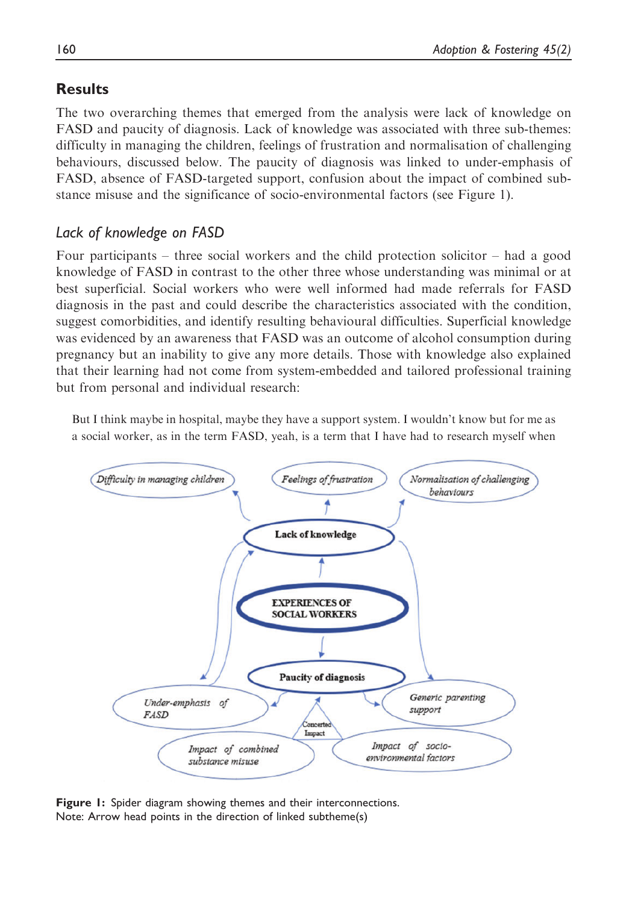## Results

The two overarching themes that emerged from the analysis were lack of knowledge on FASD and paucity of diagnosis. Lack of knowledge was associated with three sub-themes: difficulty in managing the children, feelings of frustration and normalisation of challenging behaviours, discussed below. The paucity of diagnosis was linked to under-emphasis of FASD, absence of FASD-targeted support, confusion about the impact of combined substance misuse and the significance of socio-environmental factors (see Figure 1).

### *Lack of knowledge on FASD*

Four participants – three social workers and the child protection solicitor – had a good knowledge of FASD in contrast to the other three whose understanding was minimal or at best superficial. Social workers who were well informed had made referrals for FASD diagnosis in the past and could describe the characteristics associated with the condition, suggest comorbidities, and identify resulting behavioural difficulties. Superficial knowledge was evidenced by an awareness that FASD was an outcome of alcohol consumption during pregnancy but an inability to give any more details. Those with knowledge also explained that their learning had not come from system-embedded and tailored professional training but from personal and individual research:

> But I think maybe in hospital, maybe they have a support system. I wouldn't know but for me as a social worker, as in the term FASD, yeah, is a term that I have had to research myself when

**Figure 1:** Spider diagram showing themes and their interconnections.
Note: Arrow head points in the direction of linked subtheme(s)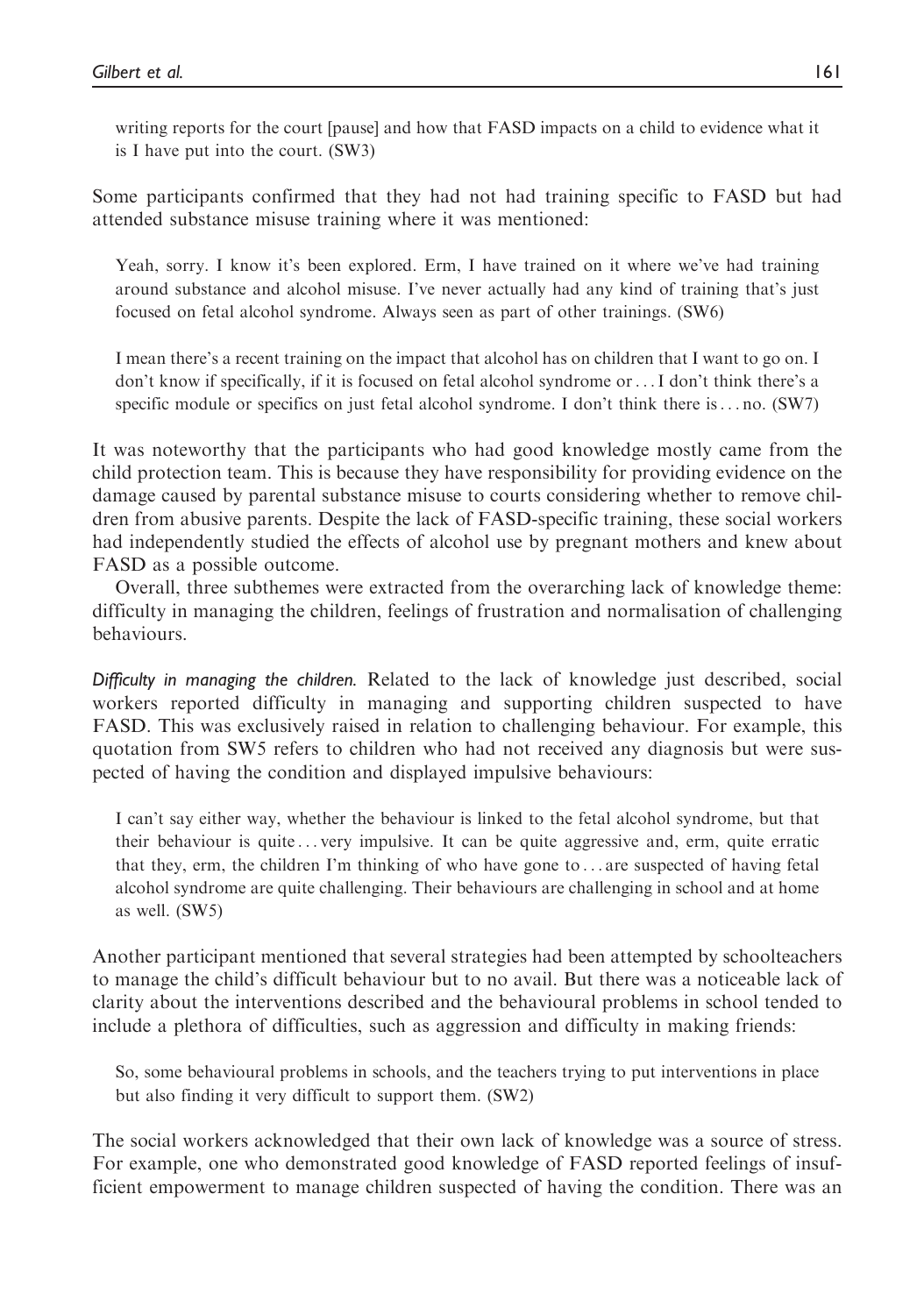writing reports for the court [pause] and how that FASD impacts on a child to evidence what it is I have put into the court. (SW3)

Some participants confirmed that they had not had training specific to FASD but had attended substance misuse training where it was mentioned:

> Yeah, sorry. I know it's been explored. Erm, I have trained on it where we've had training around substance and alcohol misuse. I've never actually had any kind of training that's just focused on fetal alcohol syndrome. Always seen as part of other trainings. (SW6)

> I mean there's a recent training on the impact that alcohol has on children that I want to go on. I don't know if specifically, if it is focused on fetal alcohol syndrome or ... I don't think there's a specific module or specifics on just fetal alcohol syndrome. I don't think there is ... no. (SW7)

It was noteworthy that the participants who had good knowledge mostly came from the child protection team. This is because they have responsibility for providing evidence on the damage caused by parental substance misuse to courts considering whether to remove children from abusive parents. Despite the lack of FASD-specific training, these social workers had independently studied the effects of alcohol use by pregnant mothers and knew about FASD as a possible outcome.

Overall, three subthemes were extracted from the overarching lack of knowledge theme: difficulty in managing the children, feelings of frustration and normalisation of challenging behaviours.

*Difficulty in managing the children.* Related to the lack of knowledge just described, social workers reported difficulty in managing and supporting children suspected to have FASD. This was exclusively raised in relation to challenging behaviour. For example, this quotation from SW5 refers to children who had not received any diagnosis but were suspected of having the condition and displayed impulsive behaviours:

> I can't say either way, whether the behaviour is linked to the fetal alcohol syndrome, but that their behaviour is quite ... very impulsive. It can be quite aggressive and, erm, quite erratic that they, erm, the children I'm thinking of who have gone to ... are suspected of having fetal alcohol syndrome are quite challenging. Their behaviours are challenging in school and at home as well. (SW5)

Another participant mentioned that several strategies had been attempted by schoolteachers to manage the child's difficult behaviour but to no avail. But there was a noticeable lack of clarity about the interventions described and the behavioural problems in school tended to include a plethora of difficulties, such as aggression and difficulty in making friends:

> So, some behavioural problems in schools, and the teachers trying to put interventions in place but also finding it very difficult to support them. (SW2)

The social workers acknowledged that their own lack of knowledge was a source of stress. For example, one who demonstrated good knowledge of FASD reported feelings of insufficient empowerment to manage children suspected of having the condition. There was an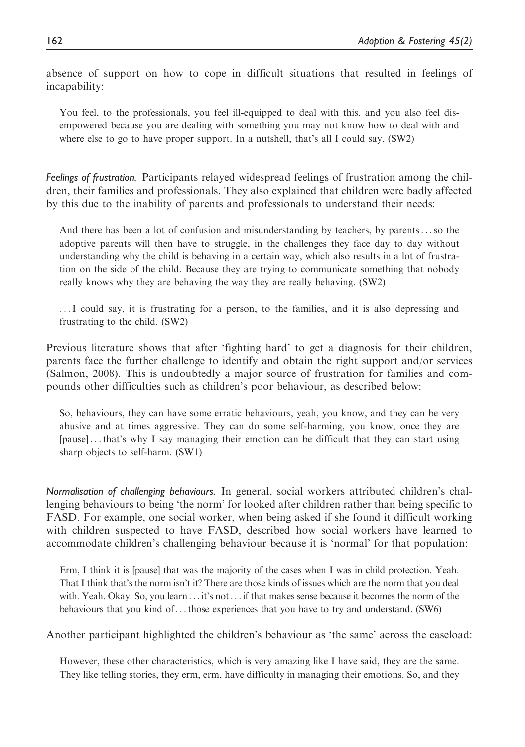absence of support on how to cope in difficult situations that resulted in feelings of incapability:

> You feel, to the professionals, you feel ill-equipped to deal with this, and you also feel disempowered because you are dealing with something you may not know how to deal with and where else to go to have proper support. In a nutshell, that's all I could say. (SW2)

*Feelings of frustration.* Participants relayed widespread feelings of frustration among the children, their families and professionals. They also explained that children were badly affected by this due to the inability of parents and professionals to understand their needs:

> And there has been a lot of confusion and misunderstanding by teachers, by parents . . . so the adoptive parents will then have to struggle, in the challenges they face day to day without understanding why the child is behaving in a certain way, which also results in a lot of frustration on the side of the child. Because they are trying to communicate something that nobody really knows why they are behaving the way they are really behaving. (SW2)

> . . . I could say, it is frustrating for a person, to the families, and it is also depressing and frustrating to the child. (SW2)

Previous literature shows that after 'fighting hard' to get a diagnosis for their children, parents face the further challenge to identify and obtain the right support and/or services (Salmon, 2008). This is undoubtedly a major source of frustration for families and compounds other difficulties such as children's poor behaviour, as described below:

> So, behaviours, they can have some erratic behaviours, yeah, you know, and they can be very abusive and at times aggressive. They can do some self-harming, you know, once they are [pause] . . . that's why I say managing their emotion can be difficult that they can start using sharp objects to self-harm. (SW1)

*Normalisation of challenging behaviours.* In general, social workers attributed children's challenging behaviours to being 'the norm' for looked after children rather than being specific to FASD. For example, one social worker, when being asked if she found it difficult working with children suspected to have FASD, described how social workers have learned to accommodate children's challenging behaviour because it is 'normal' for that population:

> Erm, I think it is [pause] that was the majority of the cases when I was in child protection. Yeah. That I think that's the norm isn't it? There are those kinds of issues which are the norm that you deal with. Yeah. Okay. So, you learn . . . it's not . . . if that makes sense because it becomes the norm of the behaviours that you kind of . . . those experiences that you have to try and understand. (SW6)

Another participant highlighted the children's behaviour as 'the same' across the caseload:

> However, these other characteristics, which is very amazing like I have said, they are the same. They like telling stories, they erm, erm, have difficulty in managing their emotions. So, and they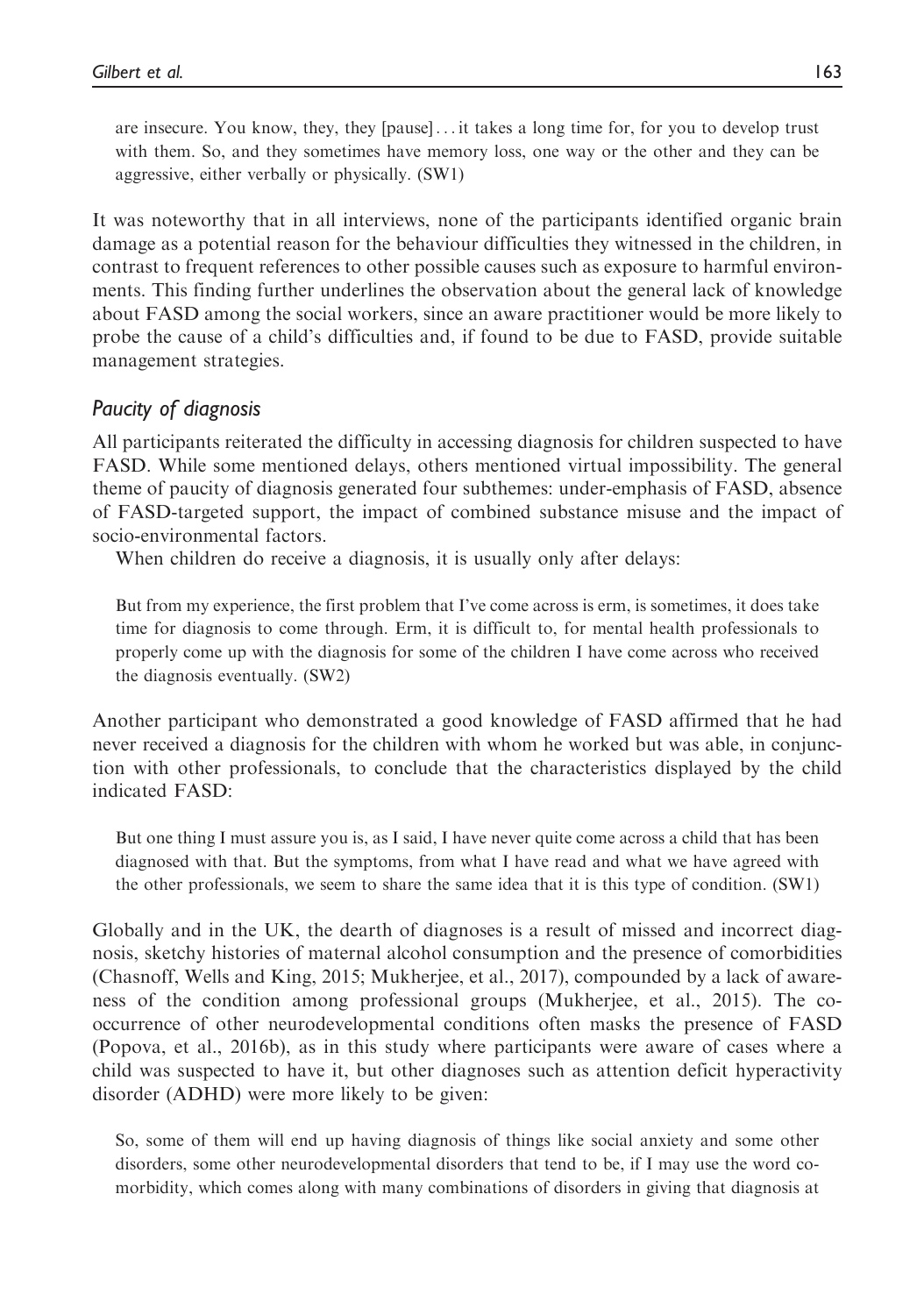> are insecure. You know, they, they [pause]... it takes a long time for, for you to develop trust with them. So, and they sometimes have memory loss, one way or the other and they can be aggressive, either verbally or physically. (SW1)

It was noteworthy that in all interviews, none of the participants identified organic brain damage as a potential reason for the behaviour difficulties they witnessed in the children, in contrast to frequent references to other possible causes such as exposure to harmful environments. This finding further underlines the observation about the general lack of knowledge about FASD among the social workers, since an aware practitioner would be more likely to probe the cause of a child's difficulties and, if found to be due to FASD, provide suitable management strategies.

### *Paucity of diagnosis*

All participants reiterated the difficulty in accessing diagnosis for children suspected to have FASD. While some mentioned delays, others mentioned virtual impossibility. The general theme of paucity of diagnosis generated four subthemes: under-emphasis of FASD, absence of FASD-targeted support, the impact of combined substance misuse and the impact of socio-environmental factors.

When children do receive a diagnosis, it is usually only after delays:

> But from my experience, the first problem that I've come across is erm, is sometimes, it does take time for diagnosis to come through. Erm, it is difficult to, for mental health professionals to properly come up with the diagnosis for some of the children I have come across who received the diagnosis eventually. (SW2)

Another participant who demonstrated a good knowledge of FASD affirmed that he had never received a diagnosis for the children with whom he worked but was able, in conjunction with other professionals, to conclude that the characteristics displayed by the child indicated FASD:

> But one thing I must assure you is, as I said, I have never quite come across a child that has been diagnosed with that. But the symptoms, from what I have read and what we have agreed with the other professionals, we seem to share the same idea that it is this type of condition. (SW1)

Globally and in the UK, the dearth of diagnoses is a result of missed and incorrect diagnosis, sketchy histories of maternal alcohol consumption and the presence of comorbidities (Chasnoff, Wells and King, 2015; Mukherjee, et al., 2017), compounded by a lack of awareness of the condition among professional groups (Mukherjee, et al., 2015). The co-occurrence of other neurodevelopmental conditions often masks the presence of FASD (Popova, et al., 2016b), as in this study where participants were aware of cases where a child was suspected to have it, but other diagnoses such as attention deficit hyperactivity disorder (ADHD) were more likely to be given:

> So, some of them will end up having diagnosis of things like social anxiety and some other disorders, some other neurodevelopmental disorders that tend to be, if I may use the word co-morbidity, which comes along with many combinations of disorders in giving that diagnosis at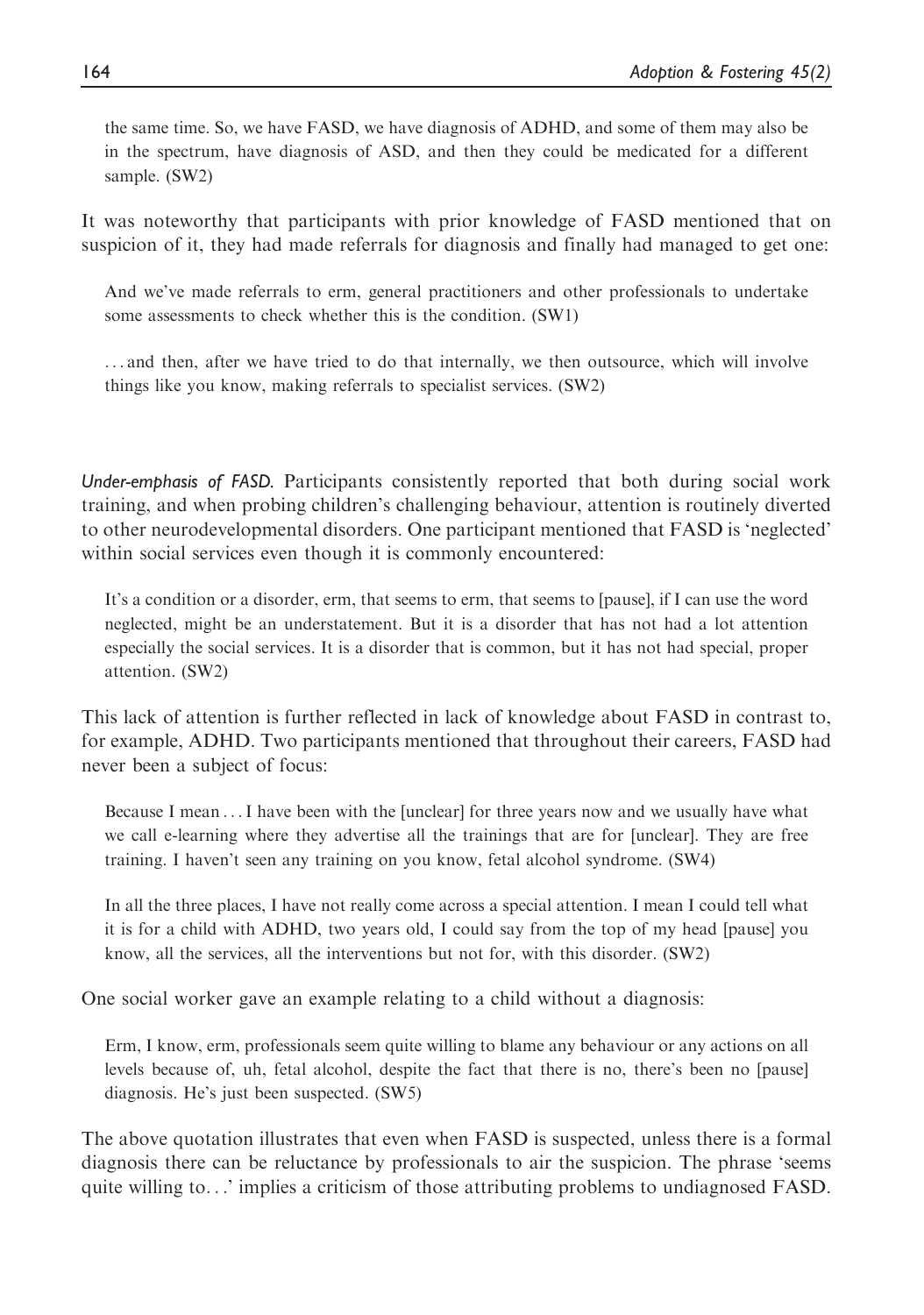the same time. So, we have FASD, we have diagnosis of ADHD, and some of them may also be in the spectrum, have diagnosis of ASD, and then they could be medicated for a different sample. (SW2)

It was noteworthy that participants with prior knowledge of FASD mentioned that on suspicion of it, they had made referrals for diagnosis and finally had managed to get one:

> And we've made referrals to erm, general practitioners and other professionals to undertake some assessments to check whether this is the condition. (SW1)

> ... and then, after we have tried to do that internally, we then outsource, which will involve things like you know, making referrals to specialist services. (SW2)

*Under-emphasis of FASD.* Participants consistently reported that both during social work training, and when probing children's challenging behaviour, attention is routinely diverted to other neurodevelopmental disorders. One participant mentioned that FASD is 'neglected' within social services even though it is commonly encountered:

> It's a condition or a disorder, erm, that seems to erm, that seems to [pause], if I can use the word neglected, might be an understatement. But it is a disorder that has not had a lot attention especially the social services. It is a disorder that is common, but it has not had special, proper attention. (SW2)

This lack of attention is further reflected in lack of knowledge about FASD in contrast to, for example, ADHD. Two participants mentioned that throughout their careers, FASD had never been a subject of focus:

> Because I mean ... I have been with the [unclear] for three years now and we usually have what we call e-learning where they advertise all the trainings that are for [unclear]. They are free training. I haven't seen any training on you know, fetal alcohol syndrome. (SW4)

> In all the three places, I have not really come across a special attention. I mean I could tell what it is for a child with ADHD, two years old, I could say from the top of my head [pause] you know, all the services, all the interventions but not for, with this disorder. (SW2)

One social worker gave an example relating to a child without a diagnosis:

> Erm, I know, erm, professionals seem quite willing to blame any behaviour or any actions on all levels because of, uh, fetal alcohol, despite the fact that there is no, there's been no [pause] diagnosis. He's just been suspected. (SW5)

The above quotation illustrates that even when FASD is suspected, unless there is a formal diagnosis there can be reluctance by professionals to air the suspicion. The phrase 'seems quite willing to...' implies a criticism of those attributing problems to undiagnosed FASD.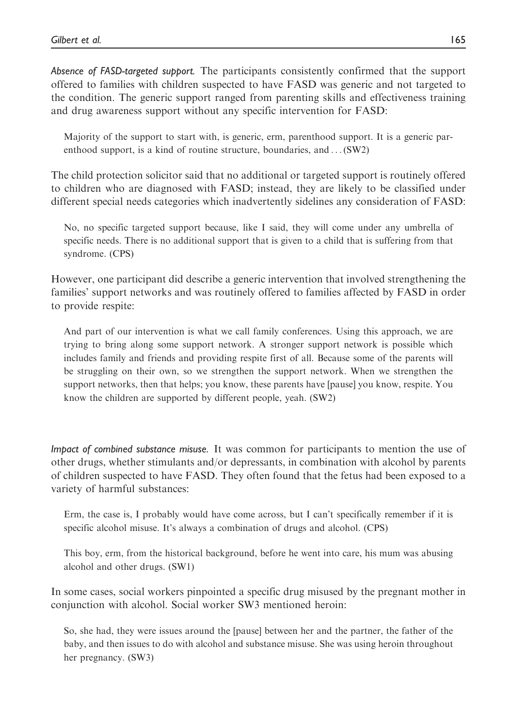*Absence of FASD-targeted support.* The participants consistently confirmed that the support offered to families with children suspected to have FASD was generic and not targeted to the condition. The generic support ranged from parenting skills and effectiveness training and drug awareness support without any specific intervention for FASD:

> Majority of the support to start with, is generic, erm, parenthood support. It is a generic parenthood support, is a kind of routine structure, boundaries, and . . . (SW2)

The child protection solicitor said that no additional or targeted support is routinely offered to children who are diagnosed with FASD; instead, they are likely to be classified under different special needs categories which inadvertently sidelines any consideration of FASD:

> No, no specific targeted support because, like I said, they will come under any umbrella of specific needs. There is no additional support that is given to a child that is suffering from that syndrome. (CPS)

However, one participant did describe a generic intervention that involved strengthening the families' support networks and was routinely offered to families affected by FASD in order to provide respite:

> And part of our intervention is what we call family conferences. Using this approach, we are trying to bring along some support network. A stronger support network is possible which includes family and friends and providing respite first of all. Because some of the parents will be struggling on their own, so we strengthen the support network. When we strengthen the support networks, then that helps; you know, these parents have [pause] you know, respite. You know the children are supported by different people, yeah. (SW2)

*Impact of combined substance misuse.* It was common for participants to mention the use of other drugs, whether stimulants and/or depressants, in combination with alcohol by parents of children suspected to have FASD. They often found that the fetus had been exposed to a variety of harmful substances:

> Erm, the case is, I probably would have come across, but I can't specifically remember if it is specific alcohol misuse. It's always a combination of drugs and alcohol. (CPS)

> This boy, erm, from the historical background, before he went into care, his mum was abusing alcohol and other drugs. (SW1)

In some cases, social workers pinpointed a specific drug misused by the pregnant mother in conjunction with alcohol. Social worker SW3 mentioned heroin:

> So, she had, they were issues around the [pause] between her and the partner, the father of the baby, and then issues to do with alcohol and substance misuse. She was using heroin throughout her pregnancy. (SW3)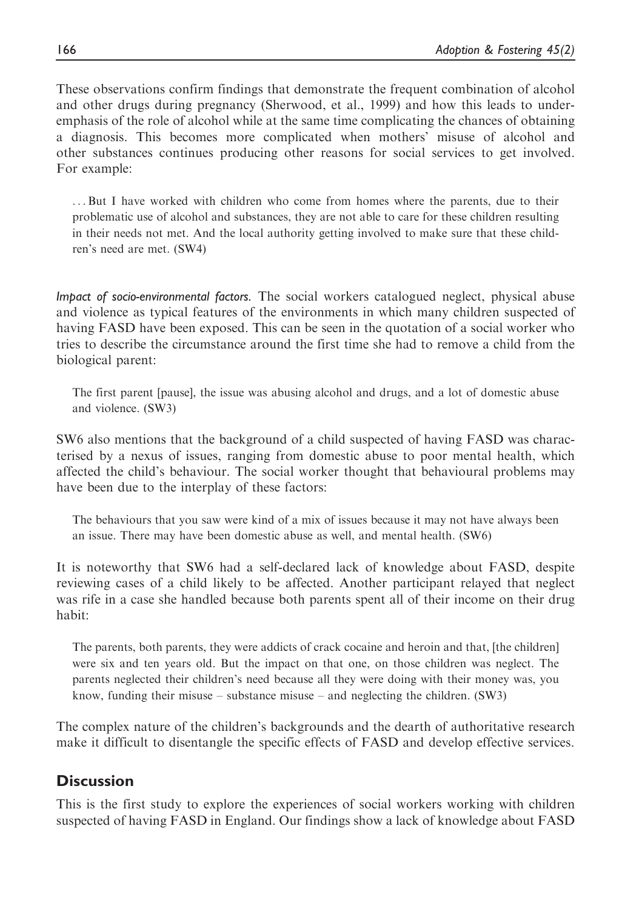These observations confirm findings that demonstrate the frequent combination of alcohol and other drugs during pregnancy (Sherwood, et al., 1999) and how this leads to underemphasis of the role of alcohol while at the same time complicating the chances of obtaining a diagnosis. This becomes more complicated when mothers' misuse of alcohol and other substances continues producing other reasons for social services to get involved. For example:

> ... But I have worked with children who come from homes where the parents, due to their problematic use of alcohol and substances, they are not able to care for these children resulting in their needs not met. And the local authority getting involved to make sure that these children's need are met. (SW4)

*Impact of socio-environmental factors.* The social workers catalogued neglect, physical abuse and violence as typical features of the environments in which many children suspected of having FASD have been exposed. This can be seen in the quotation of a social worker who tries to describe the circumstance around the first time she had to remove a child from the biological parent:

> The first parent [pause], the issue was abusing alcohol and drugs, and a lot of domestic abuse and violence. (SW3)

SW6 also mentions that the background of a child suspected of having FASD was characterised by a nexus of issues, ranging from domestic abuse to poor mental health, which affected the child's behaviour. The social worker thought that behavioural problems may have been due to the interplay of these factors:

> The behaviours that you saw were kind of a mix of issues because it may not have always been an issue. There may have been domestic abuse as well, and mental health. (SW6)

It is noteworthy that SW6 had a self-declared lack of knowledge about FASD, despite reviewing cases of a child likely to be affected. Another participant relayed that neglect was rife in a case she handled because both parents spent all of their income on their drug habit:

> The parents, both parents, they were addicts of crack cocaine and heroin and that, [the children] were six and ten years old. But the impact on that one, on those children was neglect. The parents neglected their children's need because all they were doing with their money was, you know, funding their misuse – substance misuse – and neglecting the children. (SW3)

The complex nature of the children's backgrounds and the dearth of authoritative research make it difficult to disentangle the specific effects of FASD and develop effective services.

## Discussion

This is the first study to explore the experiences of social workers working with children suspected of having FASD in England. Our findings show a lack of knowledge about FASD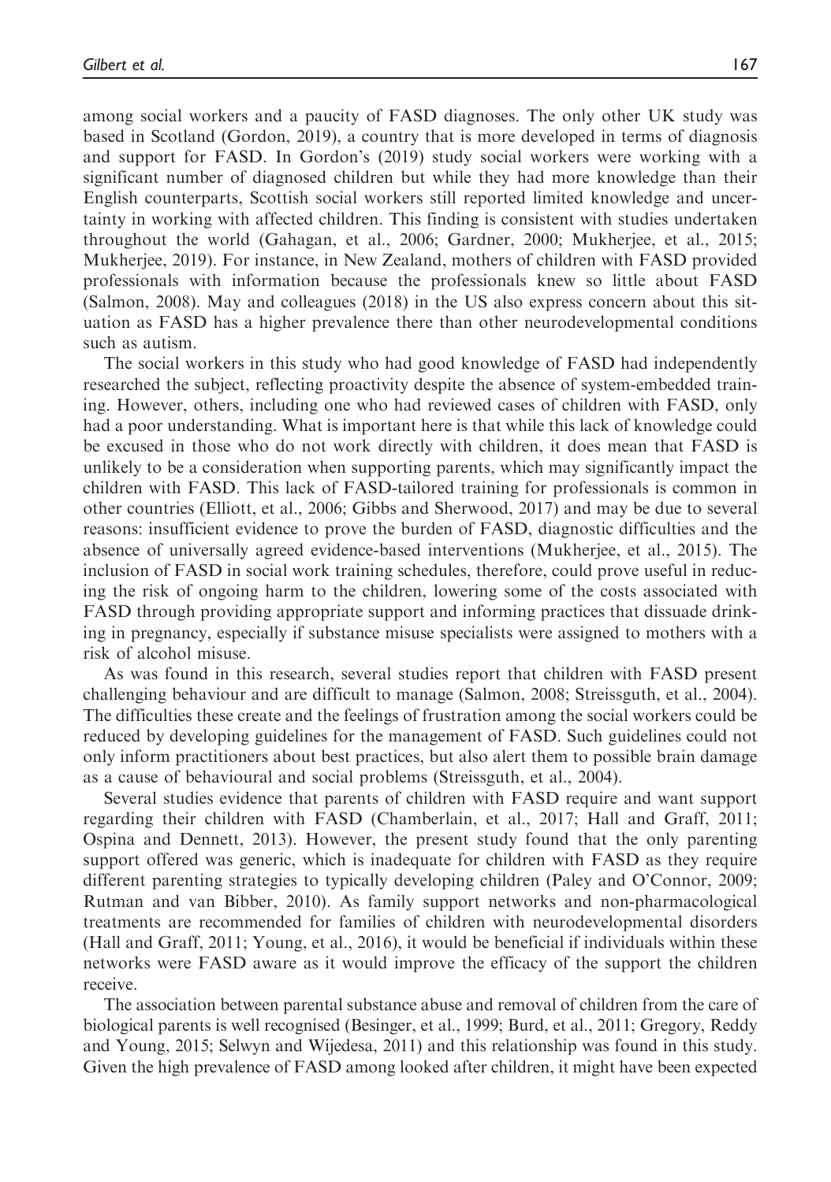among social workers and a paucity of FASD diagnoses. The only other UK study was based in Scotland (Gordon, 2019), a country that is more developed in terms of diagnosis and support for FASD. In Gordon's (2019) study social workers were working with a significant number of diagnosed children but while they had more knowledge than their English counterparts, Scottish social workers still reported limited knowledge and uncertainty in working with affected children. This finding is consistent with studies undertaken throughout the world (Gahagan, et al., 2006; Gardner, 2000; Mukherjee, et al., 2015; Mukherjee, 2019). For instance, in New Zealand, mothers of children with FASD provided professionals with information because the professionals knew so little about FASD (Salmon, 2008). May and colleagues (2018) in the US also express concern about this situation as FASD has a higher prevalence there than other neurodevelopmental conditions such as autism.

The social workers in this study who had good knowledge of FASD had independently researched the subject, reflecting proactivity despite the absence of system-embedded training. However, others, including one who had reviewed cases of children with FASD, only had a poor understanding. What is important here is that while this lack of knowledge could be excused in those who do not work directly with children, it does mean that FASD is unlikely to be a consideration when supporting parents, which may significantly impact the children with FASD. This lack of FASD-tailored training for professionals is common in other countries (Elliott, et al., 2006; Gibbs and Sherwood, 2017) and may be due to several reasons: insufficient evidence to prove the burden of FASD, diagnostic difficulties and the absence of universally agreed evidence-based interventions (Mukherjee, et al., 2015). The inclusion of FASD in social work training schedules, therefore, could prove useful in reducing the risk of ongoing harm to the children, lowering some of the costs associated with FASD through providing appropriate support and informing practices that dissuade drinking in pregnancy, especially if substance misuse specialists were assigned to mothers with a risk of alcohol misuse.

As was found in this research, several studies report that children with FASD present challenging behaviour and are difficult to manage (Salmon, 2008; Streissguth, et al., 2004). The difficulties these create and the feelings of frustration among the social workers could be reduced by developing guidelines for the management of FASD. Such guidelines could not only inform practitioners about best practices, but also alert them to possible brain damage as a cause of behavioural and social problems (Streissguth, et al., 2004).

Several studies evidence that parents of children with FASD require and want support regarding their children with FASD (Chamberlain, et al., 2017; Hall and Graff, 2011; Ospina and Dennett, 2013). However, the present study found that the only parenting support offered was generic, which is inadequate for children with FASD as they require different parenting strategies to typically developing children (Paley and O'Connor, 2009; Rutman and van Bibber, 2010). As family support networks and non-pharmacological treatments are recommended for families of children with neurodevelopmental disorders (Hall and Graff, 2011; Young, et al., 2016), it would be beneficial if individuals within these networks were FASD aware as it would improve the efficacy of the support the children receive.

The association between parental substance abuse and removal of children from the care of biological parents is well recognised (Besinger, et al., 1999; Burd, et al., 2011; Gregory, Reddy and Young, 2015; Selwyn and Wijedesa, 2011) and this relationship was found in this study. Given the high prevalence of FASD among looked after children, it might have been expected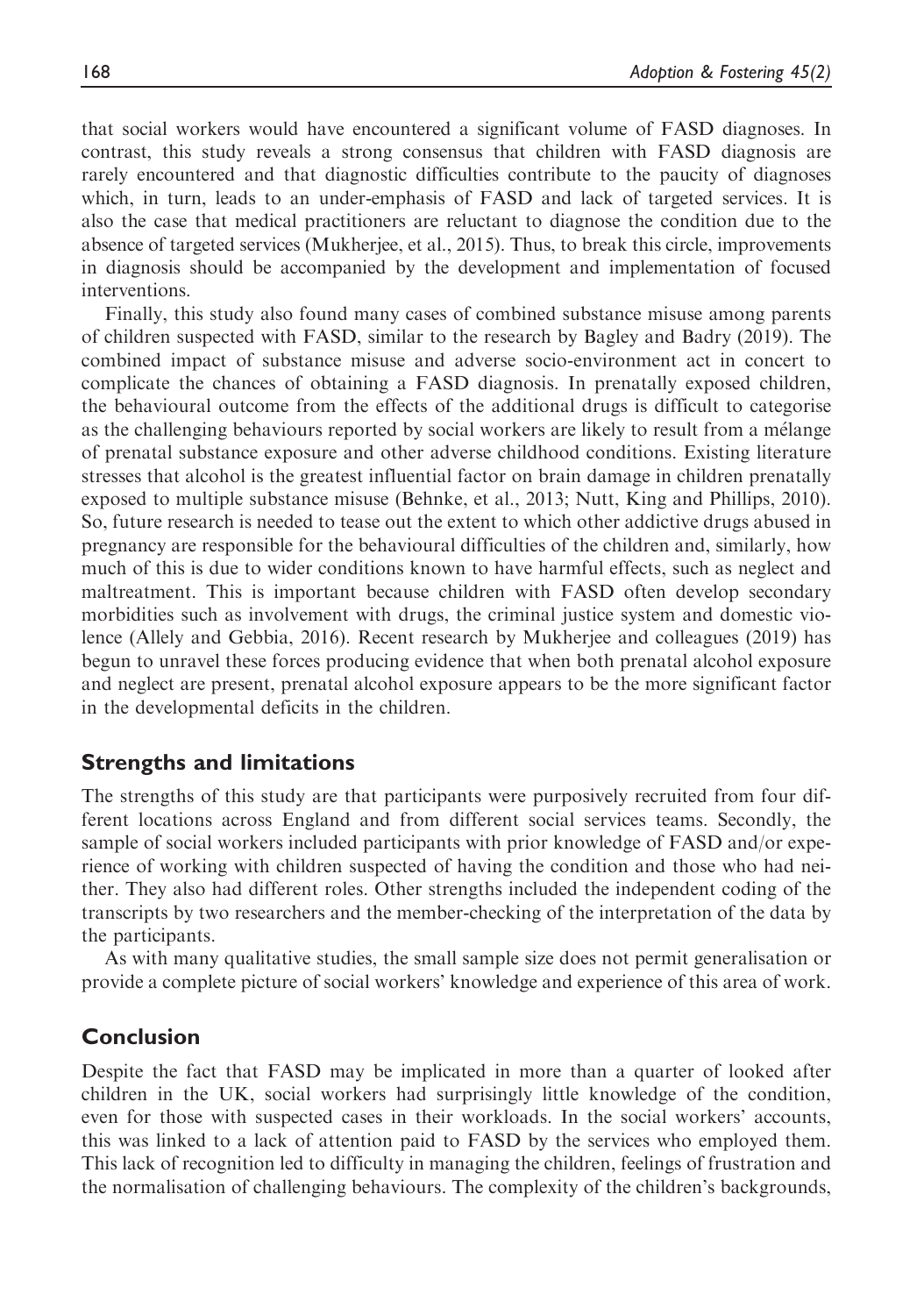that social workers would have encountered a significant volume of FASD diagnoses. In contrast, this study reveals a strong consensus that children with FASD diagnosis are rarely encountered and that diagnostic difficulties contribute to the paucity of diagnoses which, in turn, leads to an under-emphasis of FASD and lack of targeted services. It is also the case that medical practitioners are reluctant to diagnose the condition due to the absence of targeted services (Mukherjee, et al., 2015). Thus, to break this circle, improvements in diagnosis should be accompanied by the development and implementation of focused interventions.

Finally, this study also found many cases of combined substance misuse among parents of children suspected with FASD, similar to the research by Bagley and Badry (2019). The combined impact of substance misuse and adverse socio-environment act in concert to complicate the chances of obtaining a FASD diagnosis. In prenatally exposed children, the behavioural outcome from the effects of the additional drugs is difficult to categorise as the challenging behaviours reported by social workers are likely to result from a mélange of prenatal substance exposure and other adverse childhood conditions. Existing literature stresses that alcohol is the greatest influential factor on brain damage in children prenatally exposed to multiple substance misuse (Behnke, et al., 2013; Nutt, King and Phillips, 2010). So, future research is needed to tease out the extent to which other addictive drugs abused in pregnancy are responsible for the behavioural difficulties of the children and, similarly, how much of this is due to wider conditions known to have harmful effects, such as neglect and maltreatment. This is important because children with FASD often develop secondary morbidities such as involvement with drugs, the criminal justice system and domestic violence (Allely and Gebbia, 2016). Recent research by Mukherjee and colleagues (2019) has begun to unravel these forces producing evidence that when both prenatal alcohol exposure and neglect are present, prenatal alcohol exposure appears to be the more significant factor in the developmental deficits in the children.

## Strengths and limitations

The strengths of this study are that participants were purposively recruited from four different locations across England and from different social services teams. Secondly, the sample of social workers included participants with prior knowledge of FASD and/or experience of working with children suspected of having the condition and those who had neither. They also had different roles. Other strengths included the independent coding of the transcripts by two researchers and the member-checking of the interpretation of the data by the participants.

As with many qualitative studies, the small sample size does not permit generalisation or provide a complete picture of social workers' knowledge and experience of this area of work.

## Conclusion

Despite the fact that FASD may be implicated in more than a quarter of looked after children in the UK, social workers had surprisingly little knowledge of the condition, even for those with suspected cases in their workloads. In the social workers' accounts, this was linked to a lack of attention paid to FASD by the services who employed them. This lack of recognition led to difficulty in managing the children, feelings of frustration and the normalisation of challenging behaviours. The complexity of the children's backgrounds,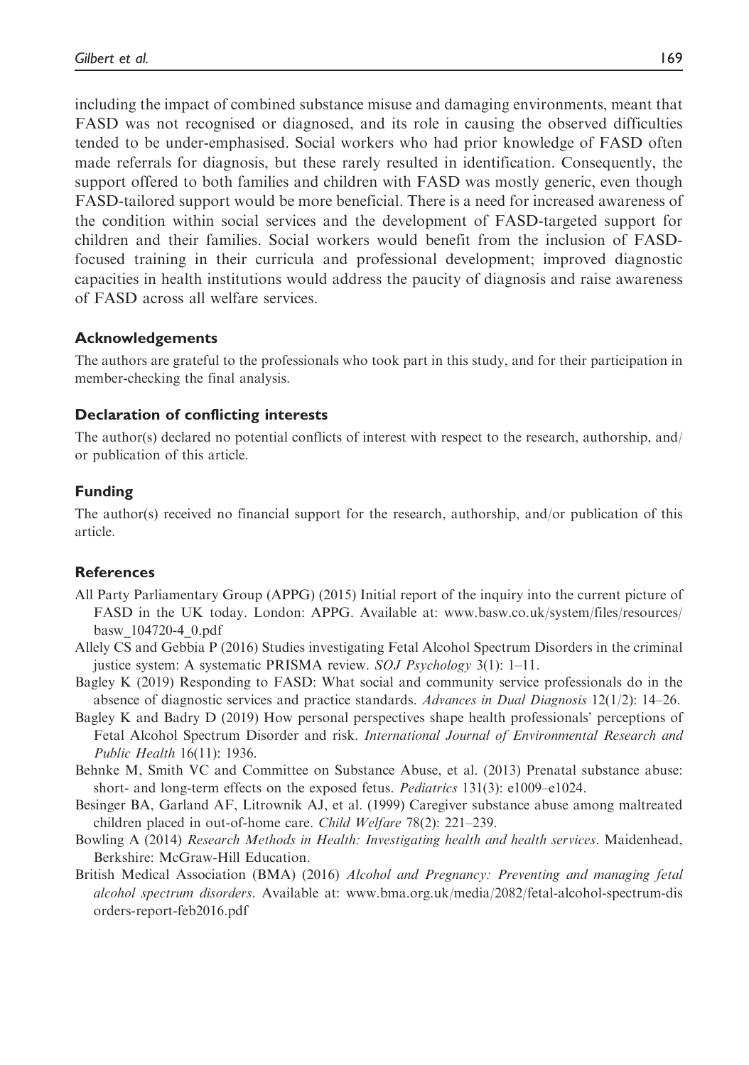including the impact of combined substance misuse and damaging environments, meant that FASD was not recognised or diagnosed, and its role in causing the observed difficulties tended to be under-emphasised. Social workers who had prior knowledge of FASD often made referrals for diagnosis, but these rarely resulted in identification. Consequently, the support offered to both families and children with FASD was mostly generic, even though FASD-tailored support would be more beneficial. There is a need for increased awareness of the condition within social services and the development of FASD-targeted support for children and their families. Social workers would benefit from the inclusion of FASD-focused training in their curricula and professional development; improved diagnostic capacities in health institutions would address the paucity of diagnosis and raise awareness of FASD across all welfare services.

### Acknowledgements

The authors are grateful to the professionals who took part in this study, and for their participation in member-checking the final analysis.

### Declaration of conflicting interests

The author(s) declared no potential conflicts of interest with respect to the research, authorship, and/or publication of this article.

### Funding

The author(s) received no financial support for the research, authorship, and/or publication of this article.

### References

All Party Parliamentary Group (APPG) (2015) Initial report of the inquiry into the current picture of FASD in the UK today. London: APPG. Available at: www.basw.co.uk/system/files/resources/basw_104720-4_0.pdf

Allely CS and Gebbia P (2016) Studies investigating Fetal Alcohol Spectrum Disorders in the criminal justice system: A systematic PRISMA review. *SOJ Psychology* 3(1): 1–11.

Bagley K (2019) Responding to FASD: What social and community service professionals do in the absence of diagnostic services and practice standards. *Advances in Dual Diagnosis* 12(1/2): 14–26.

Bagley K and Badry D (2019) How personal perspectives shape health professionals' perceptions of Fetal Alcohol Spectrum Disorder and risk. *International Journal of Environmental Research and Public Health* 16(11): 1936.

Behnke M, Smith VC and Committee on Substance Abuse, et al. (2013) Prenatal substance abuse: short- and long-term effects on the exposed fetus. *Pediatrics* 131(3): e1009–e1024.

Besinger BA, Garland AF, Litrownik AJ, et al. (1999) Caregiver substance abuse among maltreated children placed in out-of-home care. *Child Welfare* 78(2): 221–239.

Bowling A (2014) *Research Methods in Health: Investigating health and health services*. Maidenhead, Berkshire: McGraw-Hill Education.

British Medical Association (BMA) (2016) *Alcohol and Pregnancy: Preventing and managing fetal alcohol spectrum disorders*. Available at: www.bma.org.uk/media/2082/fetal-alcohol-spectrum-disorders-report-feb2016.pdf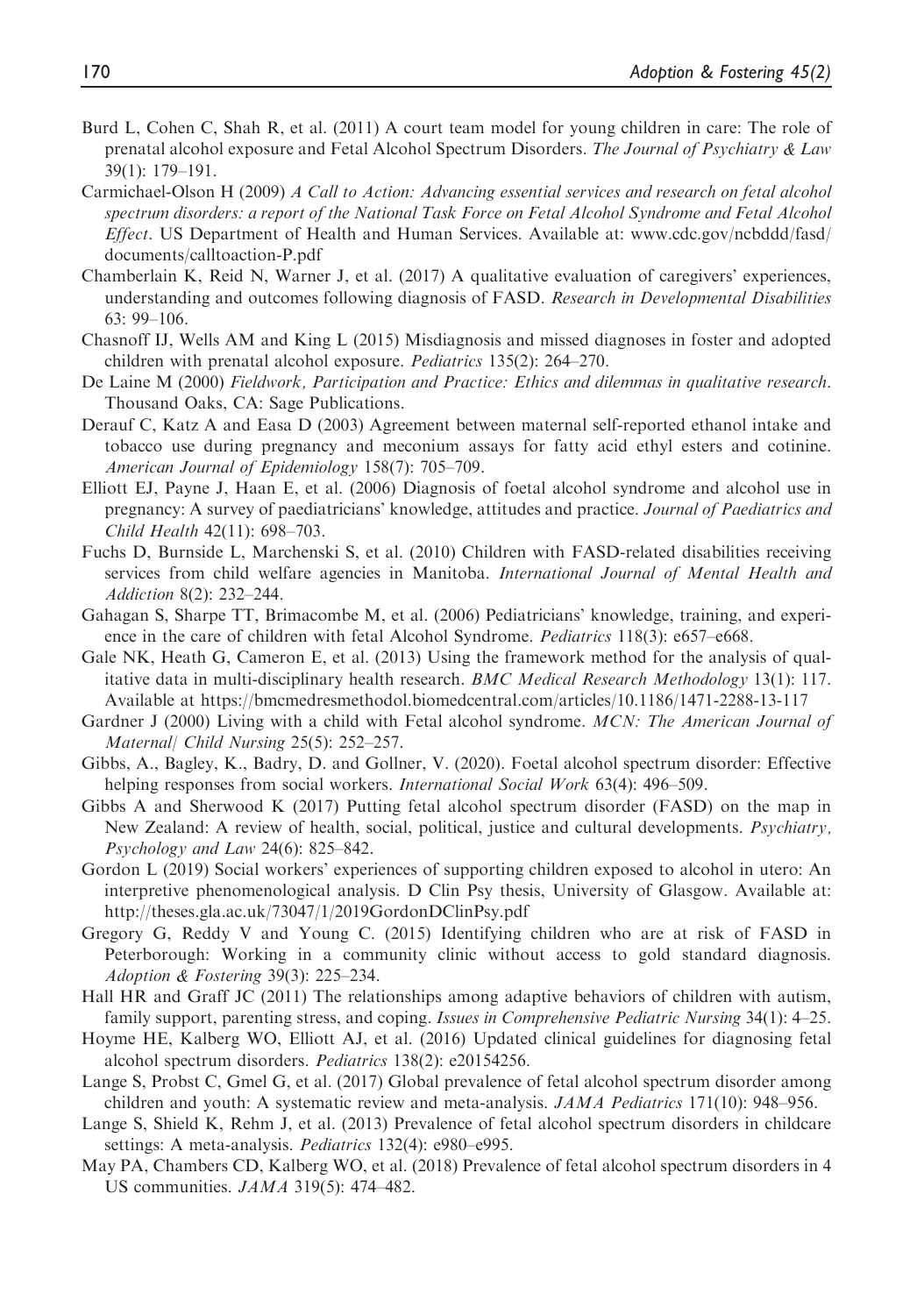Burd L, Cohen C, Shah R, et al. (2011) A court team model for young children in care: The role of prenatal alcohol exposure and Fetal Alcohol Spectrum Disorders. *The Journal of Psychiatry & Law* 39(1): 179–191.

Carmichael-Olson H (2009) *A Call to Action: Advancing essential services and research on fetal alcohol spectrum disorders: a report of the National Task Force on Fetal Alcohol Syndrome and Fetal Alcohol Effect*. US Department of Health and Human Services. Available at: www.cdc.gov/ncbddd/fasd/documents/calltoaction-P.pdf

Chamberlain K, Reid N, Warner J, et al. (2017) A qualitative evaluation of caregivers' experiences, understanding and outcomes following diagnosis of FASD. *Research in Developmental Disabilities* 63: 99–106.

Chasnoff IJ, Wells AM and King L (2015) Misdiagnosis and missed diagnoses in foster and adopted children with prenatal alcohol exposure. *Pediatrics* 135(2): 264–270.

De Laine M (2000) *Fieldwork, Participation and Practice: Ethics and dilemmas in qualitative research*. Thousand Oaks, CA: Sage Publications.

Derauf C, Katz A and Easa D (2003) Agreement between maternal self-reported ethanol intake and tobacco use during pregnancy and meconium assays for fatty acid ethyl esters and cotinine. *American Journal of Epidemiology* 158(7): 705–709.

Elliott EJ, Payne J, Haan E, et al. (2006) Diagnosis of foetal alcohol syndrome and alcohol use in pregnancy: A survey of paediatricians' knowledge, attitudes and practice. *Journal of Paediatrics and Child Health* 42(11): 698–703.

Fuchs D, Burnside L, Marchenski S, et al. (2010) Children with FASD-related disabilities receiving services from child welfare agencies in Manitoba. *International Journal of Mental Health and Addiction* 8(2): 232–244.

Gahagan S, Sharpe TT, Brimacombe M, et al. (2006) Pediatricians' knowledge, training, and experience in the care of children with fetal Alcohol Syndrome. *Pediatrics* 118(3): e657–e668.

Gale NK, Heath G, Cameron E, et al. (2013) Using the framework method for the analysis of qualitative data in multi-disciplinary health research. *BMC Medical Research Methodology* 13(1): 117. Available at https://bmcmedresmethodol.biomedcentral.com/articles/10.1186/1471-2288-13-117

Gardner J (2000) Living with a child with Fetal alcohol syndrome. *MCN: The American Journal of Maternal/ Child Nursing* 25(5): 252–257.

Gibbs, A., Bagley, K., Badry, D. and Gollner, V. (2020). Foetal alcohol spectrum disorder: Effective helping responses from social workers. *International Social Work* 63(4): 496–509.

Gibbs A and Sherwood K (2017) Putting fetal alcohol spectrum disorder (FASD) on the map in New Zealand: A review of health, social, political, justice and cultural developments. *Psychiatry, Psychology and Law* 24(6): 825–842.

Gordon L (2019) Social workers' experiences of supporting children exposed to alcohol in utero: An interpretive phenomenological analysis. D Clin Psy thesis, University of Glasgow. Available at: http://theses.gla.ac.uk/73047/1/2019GordonDClinPsy.pdf

Gregory G, Reddy V and Young C. (2015) Identifying children who are at risk of FASD in Peterborough: Working in a community clinic without access to gold standard diagnosis. *Adoption & Fostering* 39(3): 225–234.

Hall HR and Graff JC (2011) The relationships among adaptive behaviors of children with autism, family support, parenting stress, and coping. *Issues in Comprehensive Pediatric Nursing* 34(1): 4–25.

Hoyme HE, Kalberg WO, Elliott AJ, et al. (2016) Updated clinical guidelines for diagnosing fetal alcohol spectrum disorders. *Pediatrics* 138(2): e20154256.

Lange S, Probst C, Gmel G, et al. (2017) Global prevalence of fetal alcohol spectrum disorder among children and youth: A systematic review and meta-analysis. *JAMA Pediatrics* 171(10): 948–956.

Lange S, Shield K, Rehm J, et al. (2013) Prevalence of fetal alcohol spectrum disorders in childcare settings: A meta-analysis. *Pediatrics* 132(4): e980–e995.

May PA, Chambers CD, Kalberg WO, et al. (2018) Prevalence of fetal alcohol spectrum disorders in 4 US communities. *JAMA* 319(5): 474–482.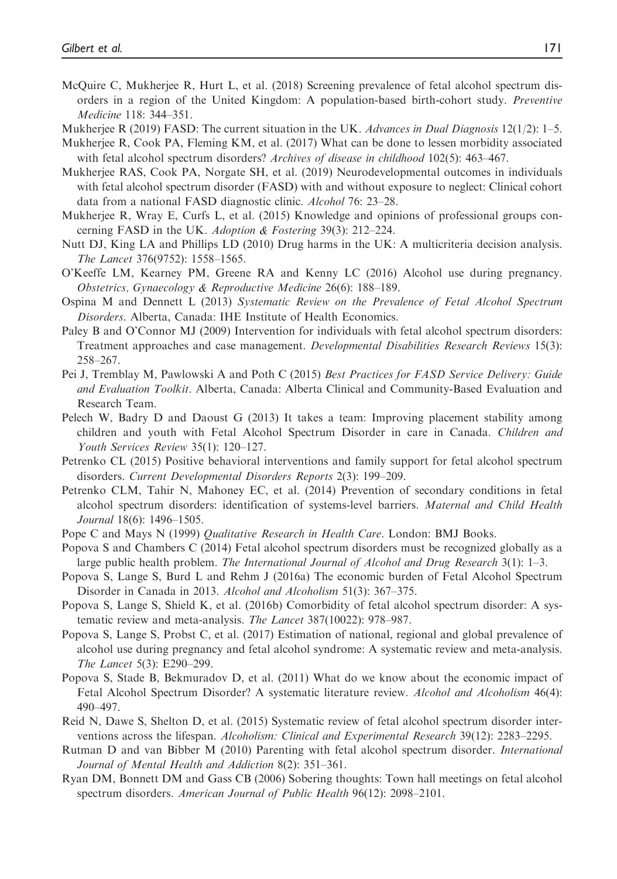McQuire C, Mukherjee R, Hurt L, et al. (2018) Screening prevalence of fetal alcohol spectrum disorders in a region of the United Kingdom: A population-based birth-cohort study. *Preventive Medicine* 118: 344–351.

Mukherjee R (2019) FASD: The current situation in the UK. *Advances in Dual Diagnosis* 12(1/2): 1–5.

Mukherjee R, Cook PA, Fleming KM, et al. (2017) What can be done to lessen morbidity associated with fetal alcohol spectrum disorders? *Archives of disease in childhood* 102(5): 463–467.

Mukherjee RAS, Cook PA, Norgate SH, et al. (2019) Neurodevelopmental outcomes in individuals with fetal alcohol spectrum disorder (FASD) with and without exposure to neglect: Clinical cohort data from a national FASD diagnostic clinic. *Alcohol* 76: 23–28.

Mukherjee R, Wray E, Curfs L, et al. (2015) Knowledge and opinions of professional groups concerning FASD in the UK. *Adoption & Fostering* 39(3): 212–224.

Nutt DJ, King LA and Phillips LD (2010) Drug harms in the UK: A multicriteria decision analysis. *The Lancet* 376(9752): 1558–1565.

O'Keeffe LM, Kearney PM, Greene RA and Kenny LC (2016) Alcohol use during pregnancy. *Obstetrics, Gynaecology & Reproductive Medicine* 26(6): 188–189.

Ospina M and Dennett L (2013) *Systematic Review on the Prevalence of Fetal Alcohol Spectrum Disorders*. Alberta, Canada: IHE Institute of Health Economics.

Paley B and O'Connor MJ (2009) Intervention for individuals with fetal alcohol spectrum disorders: Treatment approaches and case management. *Developmental Disabilities Research Reviews* 15(3): 258–267.

Pei J, Tremblay M, Pawlowski A and Poth C (2015) *Best Practices for FASD Service Delivery: Guide and Evaluation Toolkit*. Alberta, Canada: Alberta Clinical and Community-Based Evaluation and Research Team.

Pelech W, Badry D and Daoust G (2013) It takes a team: Improving placement stability among children and youth with Fetal Alcohol Spectrum Disorder in care in Canada. *Children and Youth Services Review* 35(1): 120–127.

Petrenko CL (2015) Positive behavioral interventions and family support for fetal alcohol spectrum disorders. *Current Developmental Disorders Reports* 2(3): 199–209.

Petrenko CLM, Tahir N, Mahoney EC, et al. (2014) Prevention of secondary conditions in fetal alcohol spectrum disorders: identification of systems-level barriers. *Maternal and Child Health Journal* 18(6): 1496–1505.

Pope C and Mays N (1999) *Qualitative Research in Health Care*. London: BMJ Books.

Popova S and Chambers C (2014) Fetal alcohol spectrum disorders must be recognized globally as a large public health problem. *The International Journal of Alcohol and Drug Research* 3(1): 1–3.

Popova S, Lange S, Burd L and Rehm J (2016a) The economic burden of Fetal Alcohol Spectrum Disorder in Canada in 2013. *Alcohol and Alcoholism* 51(3): 367–375.

Popova S, Lange S, Shield K, et al. (2016b) Comorbidity of fetal alcohol spectrum disorder: A systematic review and meta-analysis. *The Lancet* 387(10022): 978–987.

Popova S, Lange S, Probst C, et al. (2017) Estimation of national, regional and global prevalence of alcohol use during pregnancy and fetal alcohol syndrome: A systematic review and meta-analysis. *The Lancet* 5(3): E290–299.

Popova S, Stade B, Bekmuradov D, et al. (2011) What do we know about the economic impact of Fetal Alcohol Spectrum Disorder? A systematic literature review. *Alcohol and Alcoholism* 46(4): 490–497.

Reid N, Dawe S, Shelton D, et al. (2015) Systematic review of fetal alcohol spectrum disorder interventions across the lifespan. *Alcoholism: Clinical and Experimental Research* 39(12): 2283–2295.

Rutman D and van Bibber M (2010) Parenting with fetal alcohol spectrum disorder. *International Journal of Mental Health and Addiction* 8(2): 351–361.

Ryan DM, Bonnett DM and Gass CB (2006) Sobering thoughts: Town hall meetings on fetal alcohol spectrum disorders. *American Journal of Public Health* 96(12): 2098–2101.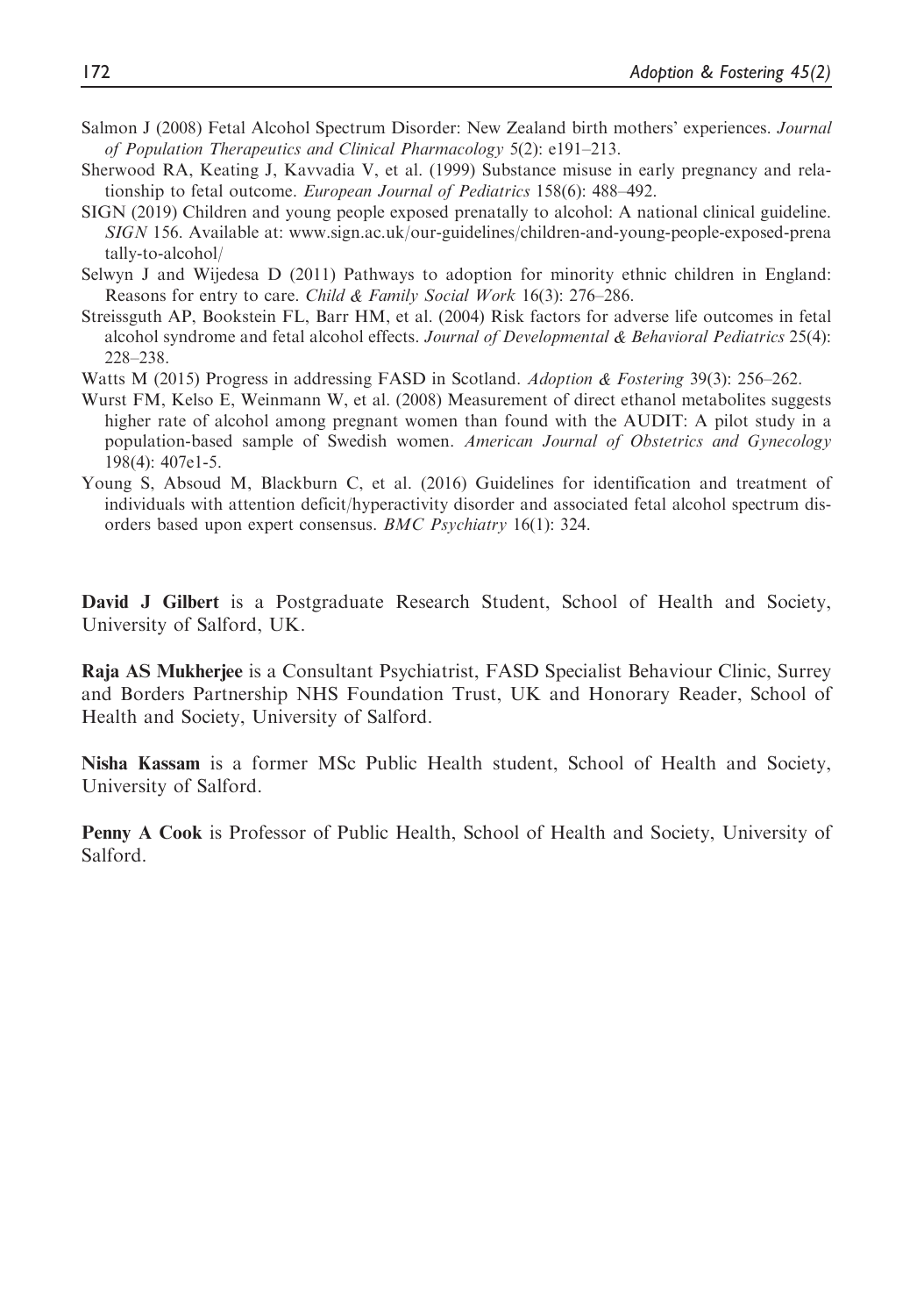Salmon J (2008) Fetal Alcohol Spectrum Disorder: New Zealand birth mothers' experiences. *Journal of Population Therapeutics and Clinical Pharmacology* 5(2): e191–213.

Sherwood RA, Keating J, Kavvadia V, et al. (1999) Substance misuse in early pregnancy and relationship to fetal outcome. *European Journal of Pediatrics* 158(6): 488–492.

SIGN (2019) Children and young people exposed prenatally to alcohol: A national clinical guideline. *SIGN* 156. Available at: www.sign.ac.uk/our-guidelines/children-and-young-people-exposed-prenatally-to-alcohol/

Selwyn J and Wijedesa D (2011) Pathways to adoption for minority ethnic children in England: Reasons for entry to care. *Child & Family Social Work* 16(3): 276–286.

Streissguth AP, Bookstein FL, Barr HM, et al. (2004) Risk factors for adverse life outcomes in fetal alcohol syndrome and fetal alcohol effects. *Journal of Developmental & Behavioral Pediatrics* 25(4): 228–238.

Watts M (2015) Progress in addressing FASD in Scotland. *Adoption & Fostering* 39(3): 256–262.

Wurst FM, Kelso E, Weinmann W, et al. (2008) Measurement of direct ethanol metabolites suggests higher rate of alcohol among pregnant women than found with the AUDIT: A pilot study in a population-based sample of Swedish women. *American Journal of Obstetrics and Gynecology* 198(4): 407e1-5.

Young S, Absoud M, Blackburn C, et al. (2016) Guidelines for identification and treatment of individuals with attention deficit/hyperactivity disorder and associated fetal alcohol spectrum disorders based upon expert consensus. *BMC Psychiatry* 16(1): 324.

**David J Gilbert** is a Postgraduate Research Student, School of Health and Society, University of Salford, UK.

**Raja AS Mukherjee** is a Consultant Psychiatrist, FASD Specialist Behaviour Clinic, Surrey and Borders Partnership NHS Foundation Trust, UK and Honorary Reader, School of Health and Society, University of Salford.

**Nisha Kassam** is a former MSc Public Health student, School of Health and Society, University of Salford.

**Penny A Cook** is Professor of Public Health, School of Health and Society, University of Salford.